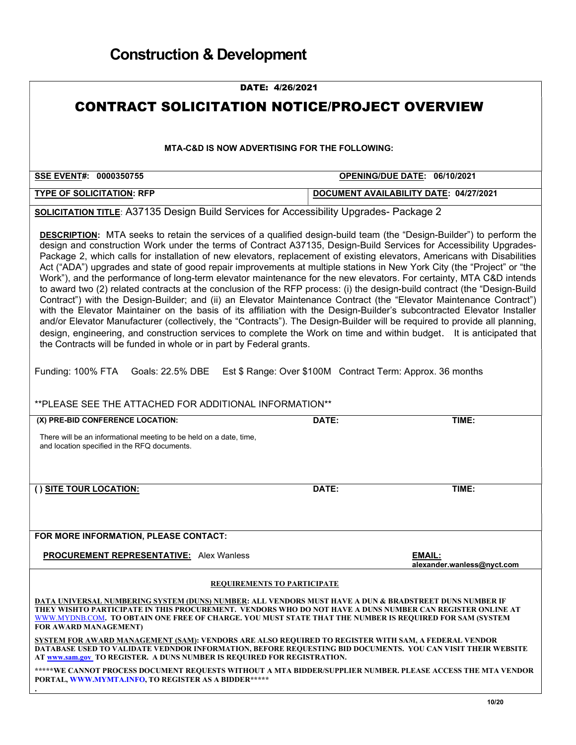# Construction & Development

**DATE: 4/26/2021**

## CONTRACT SOLICITATION NOTICE/PROJECT OVERVIEW

**MTA-C&D IS NOW ADVERTISING FOR THE FOLLOWING:**

| | |
|---|---|
| **SSE EVENT#: 0000350755** | **OPENING/DUE DATE: 06/10/2021** |
| **TYPE OF SOLICITATION: RFP** | **DOCUMENT AVAILABILITY DATE: 04/27/2021** |

**SOLICITATION TITLE**: A37135 Design Build Services for Accessibility Upgrades- Package 2

**DESCRIPTION:** MTA seeks to retain the services of a qualified design-build team (the "Design-Builder") to perform the design and construction Work under the terms of Contract A37135, Design-Build Services for Accessibility Upgrades-Package 2, which calls for installation of new elevators, replacement of existing elevators, Americans with Disabilities Act ("ADA") upgrades and state of good repair improvements at multiple stations in New York City (the "Project" or "the Work"), and the performance of long-term elevator maintenance for the new elevators. For certainty, MTA C&D intends to award two (2) related contracts at the conclusion of the RFP process: (i) the design-build contract (the "Design-Build Contract") with the Design-Builder; and (ii) an Elevator Maintenance Contract (the "Elevator Maintenance Contract") with the Elevator Maintainer on the basis of its affiliation with the Design-Builder's subcontracted Elevator Installer and/or Elevator Manufacturer (collectively, the "Contracts"). The Design-Builder will be required to provide all planning, design, engineering, and construction services to complete the Work on time and within budget. It is anticipated that the Contracts will be funded in whole or in part by Federal grants.

Funding: 100% FTA    Goals: 22.5% DBE    Est $ Range: Over $100M    Contract Term: Approx. 36 months

**PLEASE SEE THE ATTACHED FOR ADDITIONAL INFORMATION**

| | | |
|---|---|---|
| **(X) PRE-BID CONFERENCE LOCATION:** | **DATE:** | **TIME:** |
| There will be an informational meeting to be held on a date, time, and location specified in the RFQ documents. | | |
| **( ) SITE TOUR LOCATION:** | **DATE:** | **TIME:** |

**FOR MORE INFORMATION, PLEASE CONTACT:**

**PROCUREMENT REPRESENTATIVE:** Alex Wanless    **EMAIL:** alexander.wanless@nyct.com

**REQUIREMENTS TO PARTICIPATE**

**DATA UNIVERSAL NUMBERING SYSTEM (DUNS) NUMBER: ALL VENDORS MUST HAVE A DUN & BRADSTREET DUNS NUMBER IF THEY WISHTO PARTICIPATE IN THIS PROCUREMENT. VENDORS WHO DO NOT HAVE A DUNS NUMBER CAN REGISTER ONLINE AT WWW.MYDNB.COM. TO OBTAIN ONE FREE OF CHARGE. YOU MUST STATE THAT THE NUMBER IS REQUIRED FOR SAM (SYSTEM FOR AWARD MANAGEMENT)**

**SYSTEM FOR AWARD MANAGEMENT (SAM): VENDORS ARE ALSO REQUIRED TO REGISTER WITH SAM, A FEDERAL VENDOR DATABASE USED TO VALIDATE VEDNDOR INFORMATION, BEFORE REQUESTING BID DOCUMENTS. YOU CAN VISIT THEIR WEBSITE AT www.sam.gov TO REGISTER. A DUNS NUMBER IS REQUIRED FOR REGISTRATION.**

**\*\*\*\*\*WE CANNOT PROCESS DOCUMENT REQUESTS WITHOUT A MTA BIDDER/SUPPLIER NUMBER. PLEASE ACCESS THE MTA VENDOR PORTAL, WWW.MYMTA.INFO, TO REGISTER AS A BIDDER\*\*\*\*\***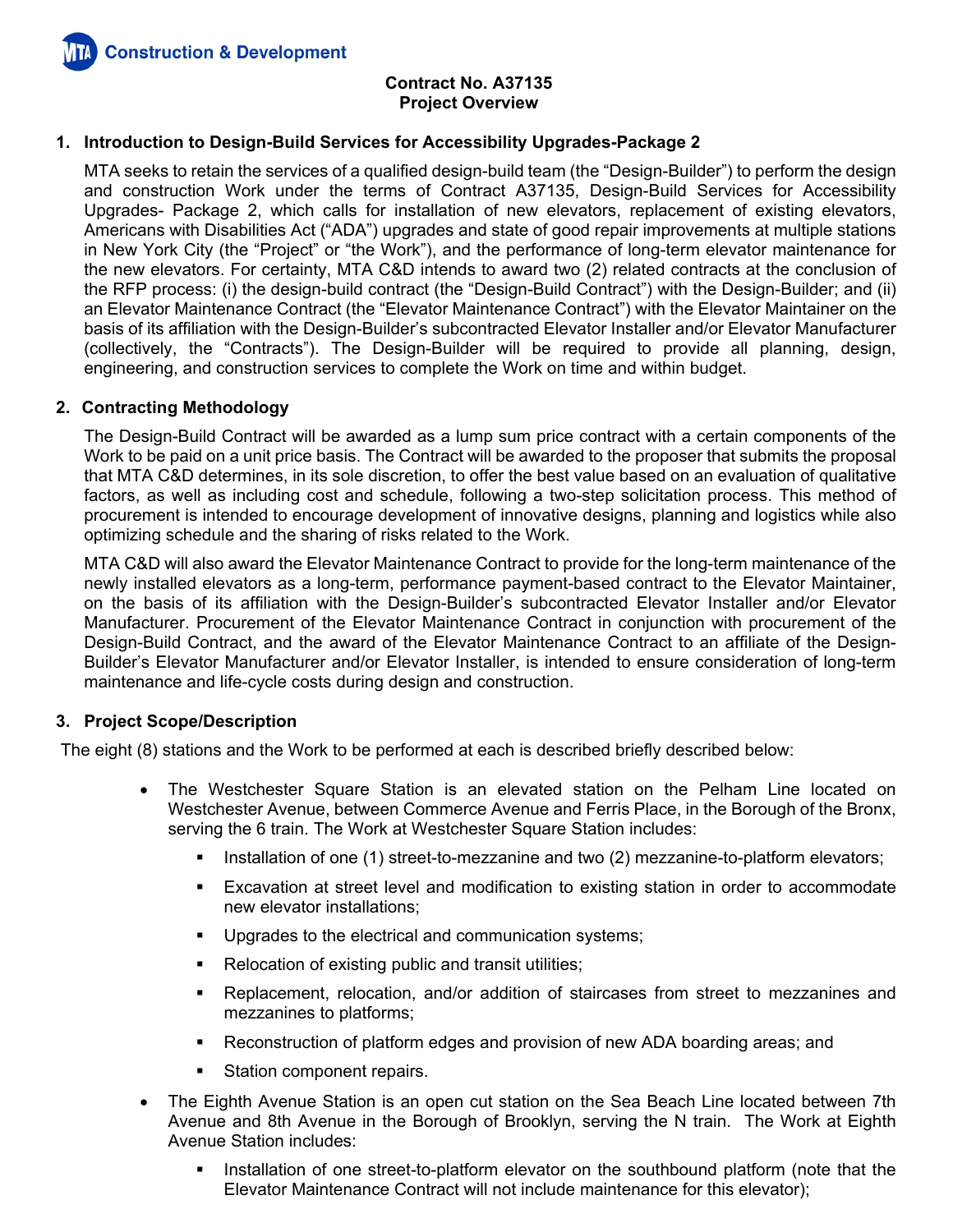**Contract No. A37135**
**Project Overview**

## 1. Introduction to Design-Build Services for Accessibility Upgrades-Package 2

MTA seeks to retain the services of a qualified design-build team (the "Design-Builder") to perform the design and construction Work under the terms of Contract A37135, Design-Build Services for Accessibility Upgrades- Package 2, which calls for installation of new elevators, replacement of existing elevators, Americans with Disabilities Act ("ADA") upgrades and state of good repair improvements at multiple stations in New York City (the "Project" or "the Work"), and the performance of long-term elevator maintenance for the new elevators. For certainty, MTA C&D intends to award two (2) related contracts at the conclusion of the RFP process: (i) the design-build contract (the "Design-Build Contract") with the Design-Builder; and (ii) an Elevator Maintenance Contract (the "Elevator Maintenance Contract") with the Elevator Maintainer on the basis of its affiliation with the Design-Builder's subcontracted Elevator Installer and/or Elevator Manufacturer (collectively, the "Contracts"). The Design-Builder will be required to provide all planning, design, engineering, and construction services to complete the Work on time and within budget.

## 2. Contracting Methodology

The Design-Build Contract will be awarded as a lump sum price contract with a certain components of the Work to be paid on a unit price basis. The Contract will be awarded to the proposer that submits the proposal that MTA C&D determines, in its sole discretion, to offer the best value based on an evaluation of qualitative factors, as well as including cost and schedule, following a two-step solicitation process. This method of procurement is intended to encourage development of innovative designs, planning and logistics while also optimizing schedule and the sharing of risks related to the Work.

MTA C&D will also award the Elevator Maintenance Contract to provide for the long-term maintenance of the newly installed elevators as a long-term, performance payment-based contract to the Elevator Maintainer, on the basis of its affiliation with the Design-Builder's subcontracted Elevator Installer and/or Elevator Manufacturer. Procurement of the Elevator Maintenance Contract in conjunction with procurement of the Design-Build Contract, and the award of the Elevator Maintenance Contract to an affiliate of the Design-Builder's Elevator Manufacturer and/or Elevator Installer, is intended to ensure consideration of long-term maintenance and life-cycle costs during design and construction.

## 3. Project Scope/Description

The eight (8) stations and the Work to be performed at each is described briefly described below:

- The Westchester Square Station is an elevated station on the Pelham Line located on Westchester Avenue, between Commerce Avenue and Ferris Place, in the Borough of the Bronx, serving the 6 train. The Work at Westchester Square Station includes:
  - Installation of one (1) street-to-mezzanine and two (2) mezzanine-to-platform elevators;
  - Excavation at street level and modification to existing station in order to accommodate new elevator installations;
  - Upgrades to the electrical and communication systems;
  - Relocation of existing public and transit utilities;
  - Replacement, relocation, and/or addition of staircases from street to mezzanines and mezzanines to platforms;
  - Reconstruction of platform edges and provision of new ADA boarding areas; and
  - Station component repairs.
- The Eighth Avenue Station is an open cut station on the Sea Beach Line located between 7th Avenue and 8th Avenue in the Borough of Brooklyn, serving the N train. The Work at Eighth Avenue Station includes:
  - Installation of one street-to-platform elevator on the southbound platform (note that the Elevator Maintenance Contract will not include maintenance for this elevator);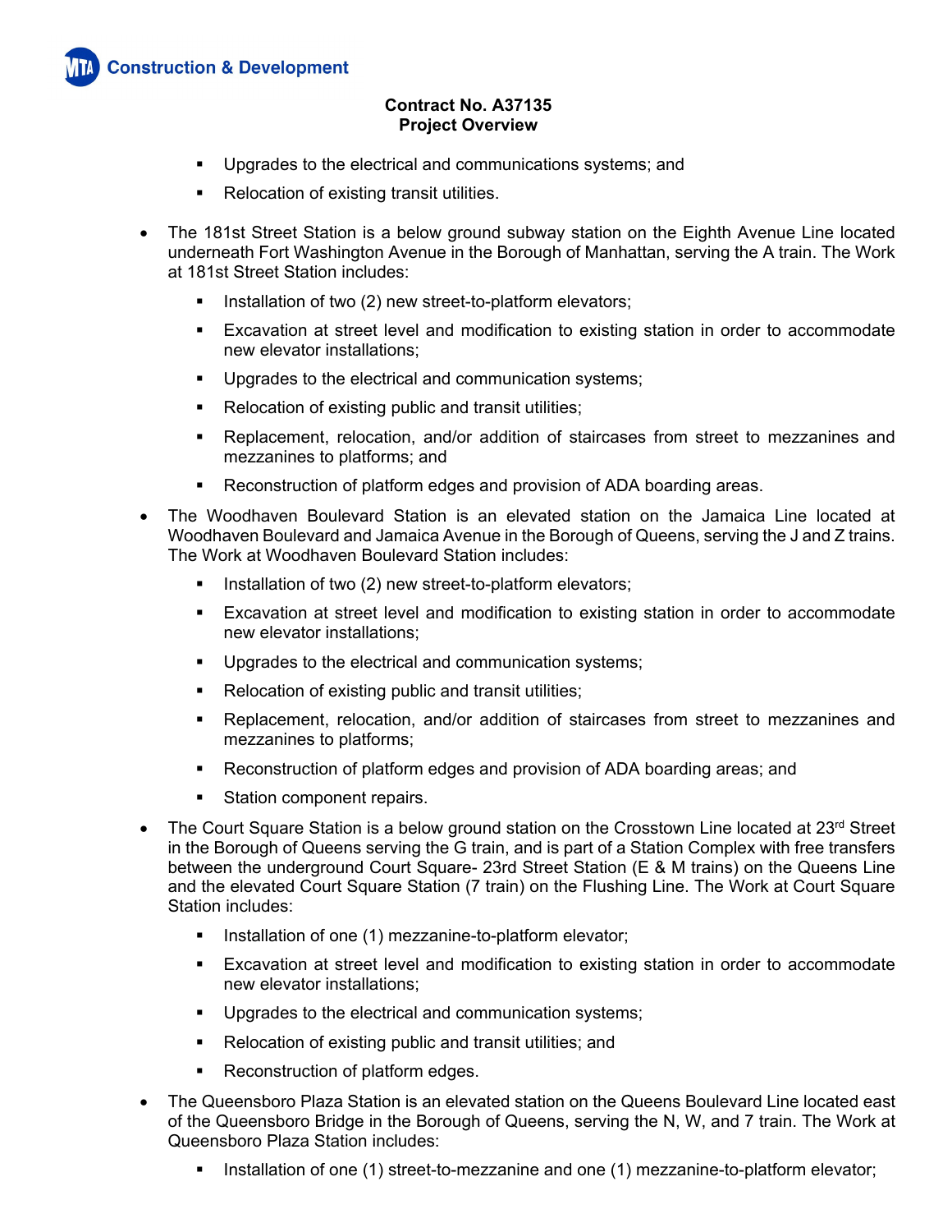- Upgrades to the electrical and communications systems; and
    - Relocation of existing transit utilities.

- The 181st Street Station is a below ground subway station on the Eighth Avenue Line located underneath Fort Washington Avenue in the Borough of Manhattan, serving the A train. The Work at 181st Street Station includes:
    - Installation of two (2) new street-to-platform elevators;
    - Excavation at street level and modification to existing station in order to accommodate new elevator installations;
    - Upgrades to the electrical and communication systems;
    - Relocation of existing public and transit utilities;
    - Replacement, relocation, and/or addition of staircases from street to mezzanines and mezzanines to platforms; and
    - Reconstruction of platform edges and provision of ADA boarding areas.

- The Woodhaven Boulevard Station is an elevated station on the Jamaica Line located at Woodhaven Boulevard and Jamaica Avenue in the Borough of Queens, serving the J and Z trains. The Work at Woodhaven Boulevard Station includes:
    - Installation of two (2) new street-to-platform elevators;
    - Excavation at street level and modification to existing station in order to accommodate new elevator installations;
    - Upgrades to the electrical and communication systems;
    - Relocation of existing public and transit utilities;
    - Replacement, relocation, and/or addition of staircases from street to mezzanines and mezzanines to platforms;
    - Reconstruction of platform edges and provision of ADA boarding areas; and
    - Station component repairs.

- The Court Square Station is a below ground station on the Crosstown Line located at 23rd Street in the Borough of Queens serving the G train, and is part of a Station Complex with free transfers between the underground Court Square- 23rd Street Station (E & M trains) on the Queens Line and the elevated Court Square Station (7 train) on the Flushing Line. The Work at Court Square Station includes:
    - Installation of one (1) mezzanine-to-platform elevator;
    - Excavation at street level and modification to existing station in order to accommodate new elevator installations;
    - Upgrades to the electrical and communication systems;
    - Relocation of existing public and transit utilities; and
    - Reconstruction of platform edges.

- The Queensboro Plaza Station is an elevated station on the Queens Boulevard Line located east of the Queensboro Bridge in the Borough of Queens, serving the N, W, and 7 train. The Work at Queensboro Plaza Station includes:
    - Installation of one (1) street-to-mezzanine and one (1) mezzanine-to-platform elevator;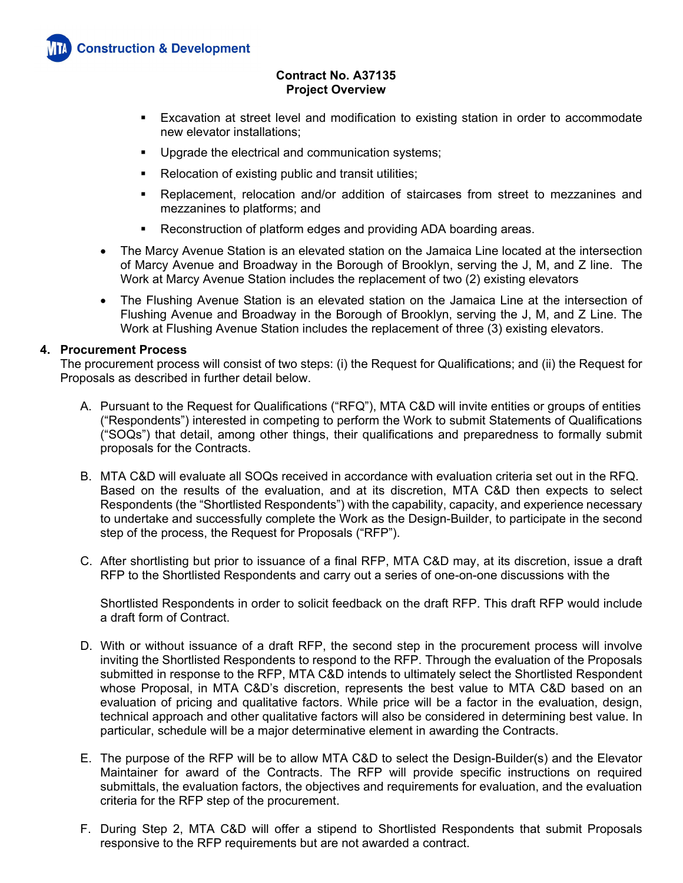- Excavation at street level and modification to existing station in order to accommodate new elevator installations;
- Upgrade the electrical and communication systems;
- Relocation of existing public and transit utilities;
- Replacement, relocation and/or addition of staircases from street to mezzanines and mezzanines to platforms; and
- Reconstruction of platform edges and providing ADA boarding areas.

- The Marcy Avenue Station is an elevated station on the Jamaica Line located at the intersection of Marcy Avenue and Broadway in the Borough of Brooklyn, serving the J, M, and Z line. The Work at Marcy Avenue Station includes the replacement of two (2) existing elevators
- The Flushing Avenue Station is an elevated station on the Jamaica Line at the intersection of Flushing Avenue and Broadway in the Borough of Brooklyn, serving the J, M, and Z Line. The Work at Flushing Avenue Station includes the replacement of three (3) existing elevators.

## 4. Procurement Process

The procurement process will consist of two steps: (i) the Request for Qualifications; and (ii) the Request for Proposals as described in further detail below.

A. Pursuant to the Request for Qualifications ("RFQ"), MTA C&D will invite entities or groups of entities ("Respondents") interested in competing to perform the Work to submit Statements of Qualifications ("SOQs") that detail, among other things, their qualifications and preparedness to formally submit proposals for the Contracts.

B. MTA C&D will evaluate all SOQs received in accordance with evaluation criteria set out in the RFQ. Based on the results of the evaluation, and at its discretion, MTA C&D then expects to select Respondents (the "Shortlisted Respondents") with the capability, capacity, and experience necessary to undertake and successfully complete the Work as the Design-Builder, to participate in the second step of the process, the Request for Proposals ("RFP").

C. After shortlisting but prior to issuance of a final RFP, MTA C&D may, at its discretion, issue a draft RFP to the Shortlisted Respondents and carry out a series of one-on-one discussions with the Shortlisted Respondents in order to solicit feedback on the draft RFP. This draft RFP would include a draft form of Contract.

D. With or without issuance of a draft RFP, the second step in the procurement process will involve inviting the Shortlisted Respondents to respond to the RFP. Through the evaluation of the Proposals submitted in response to the RFP, MTA C&D intends to ultimately select the Shortlisted Respondent whose Proposal, in MTA C&D's discretion, represents the best value to MTA C&D based on an evaluation of pricing and qualitative factors. While price will be a factor in the evaluation, design, technical approach and other qualitative factors will also be considered in determining best value. In particular, schedule will be a major determinative element in awarding the Contracts.

E. The purpose of the RFP will be to allow MTA C&D to select the Design-Builder(s) and the Elevator Maintainer for award of the Contracts. The RFP will provide specific instructions on required submittals, the evaluation factors, the objectives and requirements for evaluation, and the evaluation criteria for the RFP step of the procurement.

F. During Step 2, MTA C&D will offer a stipend to Shortlisted Respondents that submit Proposals responsive to the RFP requirements but are not awarded a contract.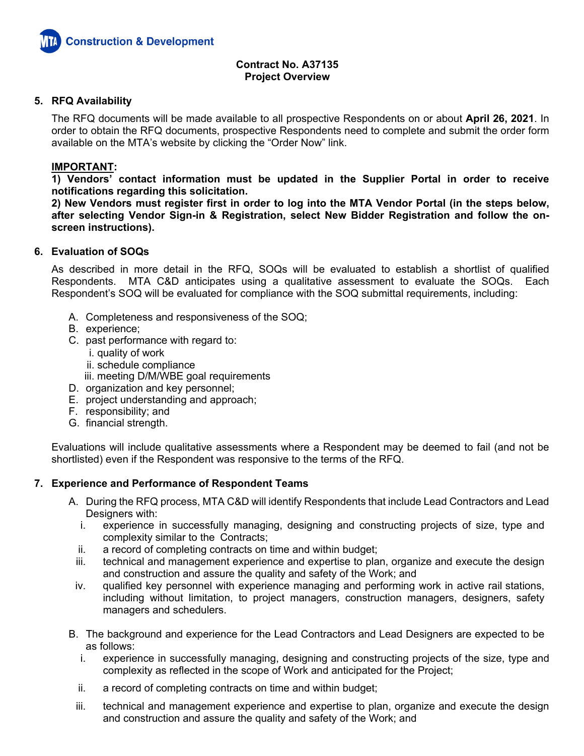Contract No. A37135
Project Overview

## 5. RFQ Availability

The RFQ documents will be made available to all prospective Respondents on or about **April 26, 2021**. In order to obtain the RFQ documents, prospective Respondents need to complete and submit the order form available on the MTA's website by clicking the "Order Now" link.

**IMPORTANT:**
**1) Vendors' contact information must be updated in the Supplier Portal in order to receive notifications regarding this solicitation.**
**2) New Vendors must register first in order to log into the MTA Vendor Portal (in the steps below, after selecting Vendor Sign-in & Registration, select New Bidder Registration and follow the on-screen instructions).**

## 6. Evaluation of SOQs

As described in more detail in the RFQ, SOQs will be evaluated to establish a shortlist of qualified Respondents. MTA C&D anticipates using a qualitative assessment to evaluate the SOQs. Each Respondent's SOQ will be evaluated for compliance with the SOQ submittal requirements, including:

A. Completeness and responsiveness of the SOQ;
B. experience;
C. past performance with regard to:
   i. quality of work
   ii. schedule compliance
   iii. meeting D/M/WBE goal requirements
D. organization and key personnel;
E. project understanding and approach;
F. responsibility; and
G. financial strength.

Evaluations will include qualitative assessments where a Respondent may be deemed to fail (and not be shortlisted) even if the Respondent was responsive to the terms of the RFQ.

## 7. Experience and Performance of Respondent Teams

A. During the RFQ process, MTA C&D will identify Respondents that include Lead Contractors and Lead Designers with:
   i. experience in successfully managing, designing and constructing projects of size, type and complexity similar to the Contracts;
   ii. a record of completing contracts on time and within budget;
   iii. technical and management experience and expertise to plan, organize and execute the design and construction and assure the quality and safety of the Work; and
   iv. qualified key personnel with experience managing and performing work in active rail stations, including without limitation, to project managers, construction managers, designers, safety managers and schedulers.

B. The background and experience for the Lead Contractors and Lead Designers are expected to be as follows:
   i. experience in successfully managing, designing and constructing projects of the size, type and complexity as reflected in the scope of Work and anticipated for the Project;
   ii. a record of completing contracts on time and within budget;
   iii. technical and management experience and expertise to plan, organize and execute the design and construction and assure the quality and safety of the Work; and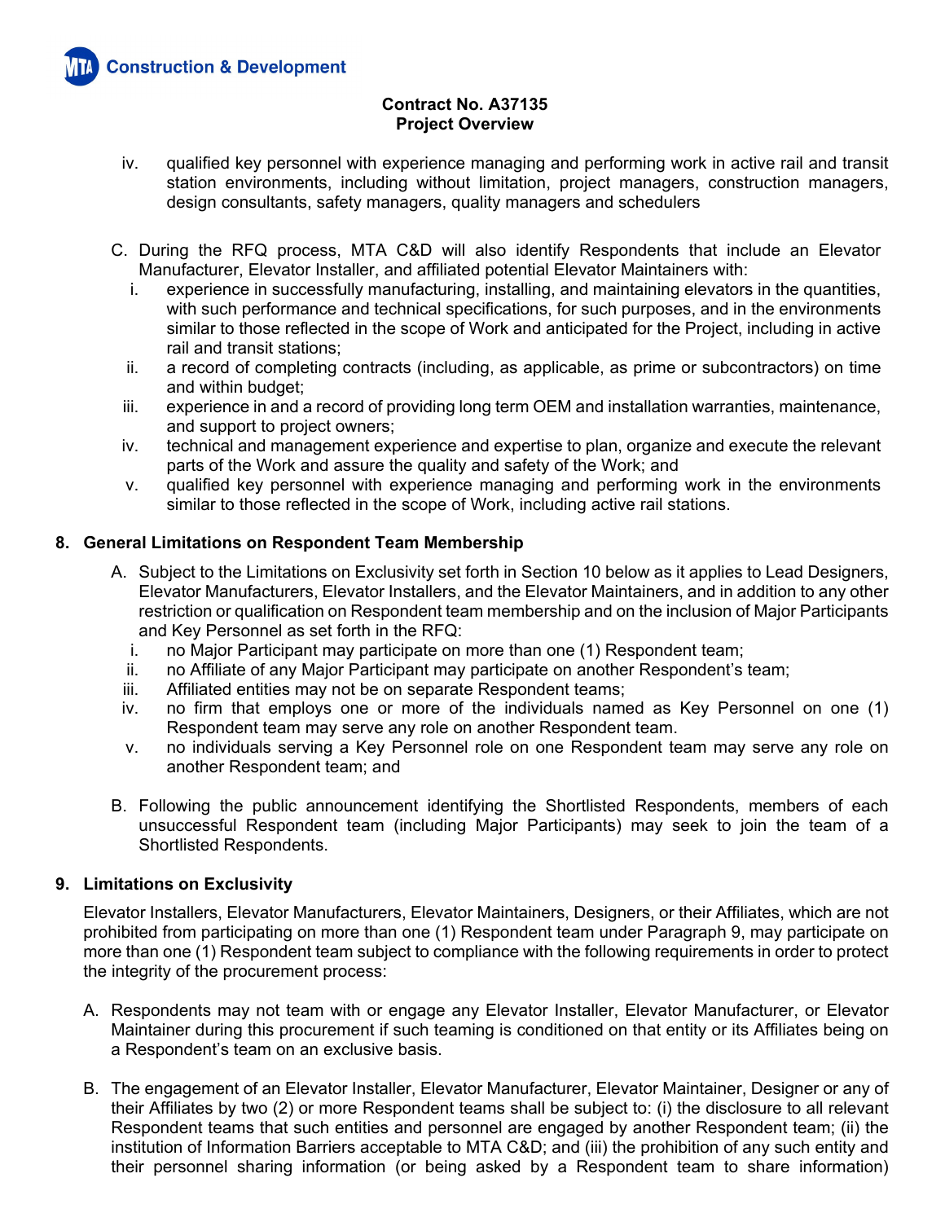iv. qualified key personnel with experience managing and performing work in active rail and transit station environments, including without limitation, project managers, construction managers, design consultants, safety managers, quality managers and schedulers

C. During the RFQ process, MTA C&D will also identify Respondents that include an Elevator Manufacturer, Elevator Installer, and affiliated potential Elevator Maintainers with:

i. experience in successfully manufacturing, installing, and maintaining elevators in the quantities, with such performance and technical specifications, for such purposes, and in the environments similar to those reflected in the scope of Work and anticipated for the Project, including in active rail and transit stations;

ii. a record of completing contracts (including, as applicable, as prime or subcontractors) on time and within budget;

iii. experience in and a record of providing long term OEM and installation warranties, maintenance, and support to project owners;

iv. technical and management experience and expertise to plan, organize and execute the relevant parts of the Work and assure the quality and safety of the Work; and

v. qualified key personnel with experience managing and performing work in the environments similar to those reflected in the scope of Work, including active rail stations.

## 8. General Limitations on Respondent Team Membership

A. Subject to the Limitations on Exclusivity set forth in Section 10 below as it applies to Lead Designers, Elevator Manufacturers, Elevator Installers, and the Elevator Maintainers, and in addition to any other restriction or qualification on Respondent team membership and on the inclusion of Major Participants and Key Personnel as set forth in the RFQ:

i. no Major Participant may participate on more than one (1) Respondent team;

ii. no Affiliate of any Major Participant may participate on another Respondent's team;

iii. Affiliated entities may not be on separate Respondent teams;

iv. no firm that employs one or more of the individuals named as Key Personnel on one (1) Respondent team may serve any role on another Respondent team.

v. no individuals serving a Key Personnel role on one Respondent team may serve any role on another Respondent team; and

B. Following the public announcement identifying the Shortlisted Respondents, members of each unsuccessful Respondent team (including Major Participants) may seek to join the team of a Shortlisted Respondents.

## 9. Limitations on Exclusivity

Elevator Installers, Elevator Manufacturers, Elevator Maintainers, Designers, or their Affiliates, which are not prohibited from participating on more than one (1) Respondent team under Paragraph 9, may participate on more than one (1) Respondent team subject to compliance with the following requirements in order to protect the integrity of the procurement process:

A. Respondents may not team with or engage any Elevator Installer, Elevator Manufacturer, or Elevator Maintainer during this procurement if such teaming is conditioned on that entity or its Affiliates being on a Respondent's team on an exclusive basis.

B. The engagement of an Elevator Installer, Elevator Manufacturer, Elevator Maintainer, Designer or any of their Affiliates by two (2) or more Respondent teams shall be subject to: (i) the disclosure to all relevant Respondent teams that such entities and personnel are engaged by another Respondent team; (ii) the institution of Information Barriers acceptable to MTA C&D; and (iii) the prohibition of any such entity and their personnel sharing information (or being asked by a Respondent team to share information)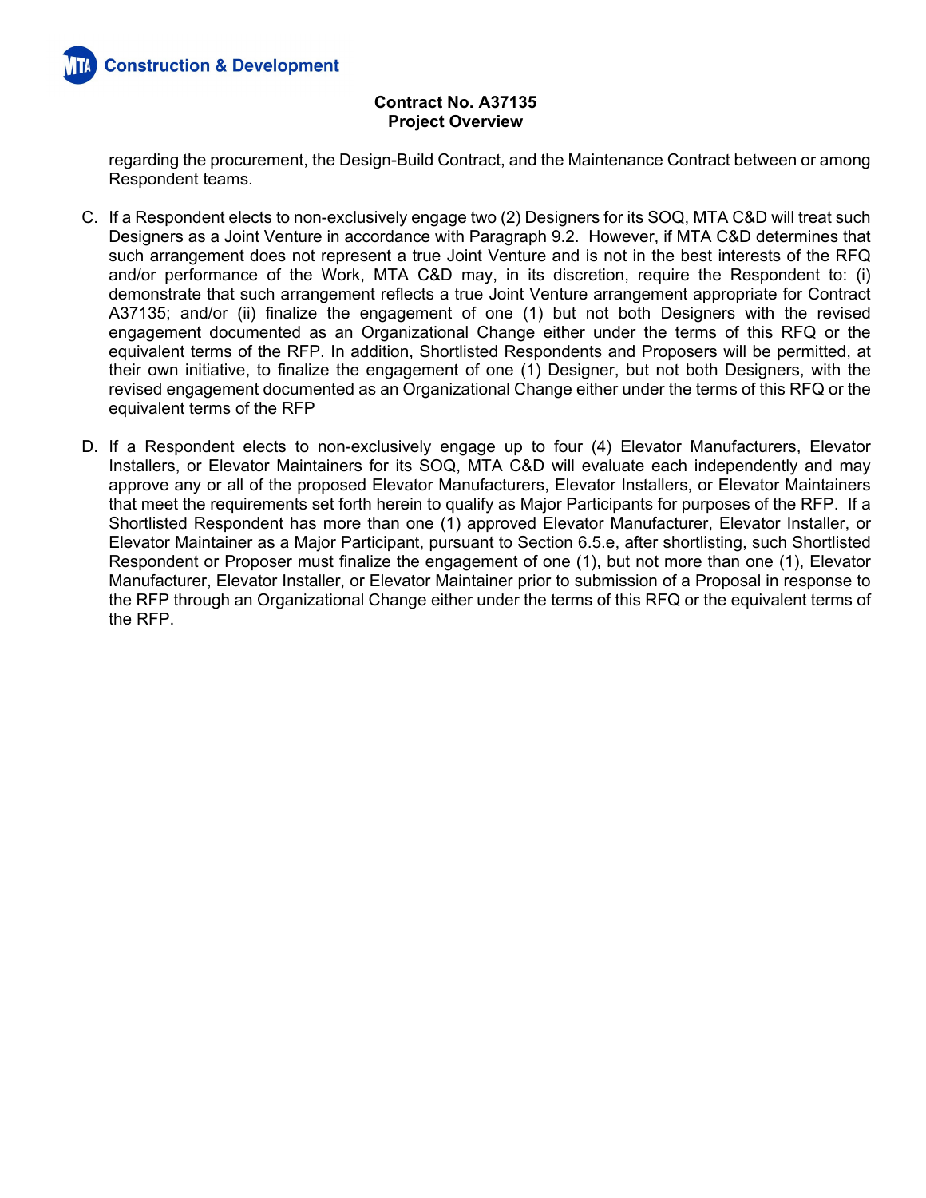regarding the procurement, the Design-Build Contract, and the Maintenance Contract between or among Respondent teams.

C. If a Respondent elects to non-exclusively engage two (2) Designers for its SOQ, MTA C&D will treat such Designers as a Joint Venture in accordance with Paragraph 9.2. However, if MTA C&D determines that such arrangement does not represent a true Joint Venture and is not in the best interests of the RFQ and/or performance of the Work, MTA C&D may, in its discretion, require the Respondent to: (i) demonstrate that such arrangement reflects a true Joint Venture arrangement appropriate for Contract A37135; and/or (ii) finalize the engagement of one (1) but not both Designers with the revised engagement documented as an Organizational Change either under the terms of this RFQ or the equivalent terms of the RFP. In addition, Shortlisted Respondents and Proposers will be permitted, at their own initiative, to finalize the engagement of one (1) Designer, but not both Designers, with the revised engagement documented as an Organizational Change either under the terms of this RFQ or the equivalent terms of the RFP

D. If a Respondent elects to non-exclusively engage up to four (4) Elevator Manufacturers, Elevator Installers, or Elevator Maintainers for its SOQ, MTA C&D will evaluate each independently and may approve any or all of the proposed Elevator Manufacturers, Elevator Installers, or Elevator Maintainers that meet the requirements set forth herein to qualify as Major Participants for purposes of the RFP. If a Shortlisted Respondent has more than one (1) approved Elevator Manufacturer, Elevator Installer, or Elevator Maintainer as a Major Participant, pursuant to Section 6.5.e, after shortlisting, such Shortlisted Respondent or Proposer must finalize the engagement of one (1), but not more than one (1), Elevator Manufacturer, Elevator Installer, or Elevator Maintainer prior to submission of a Proposal in response to the RFP through an Organizational Change either under the terms of this RFQ or the equivalent terms of the RFP.